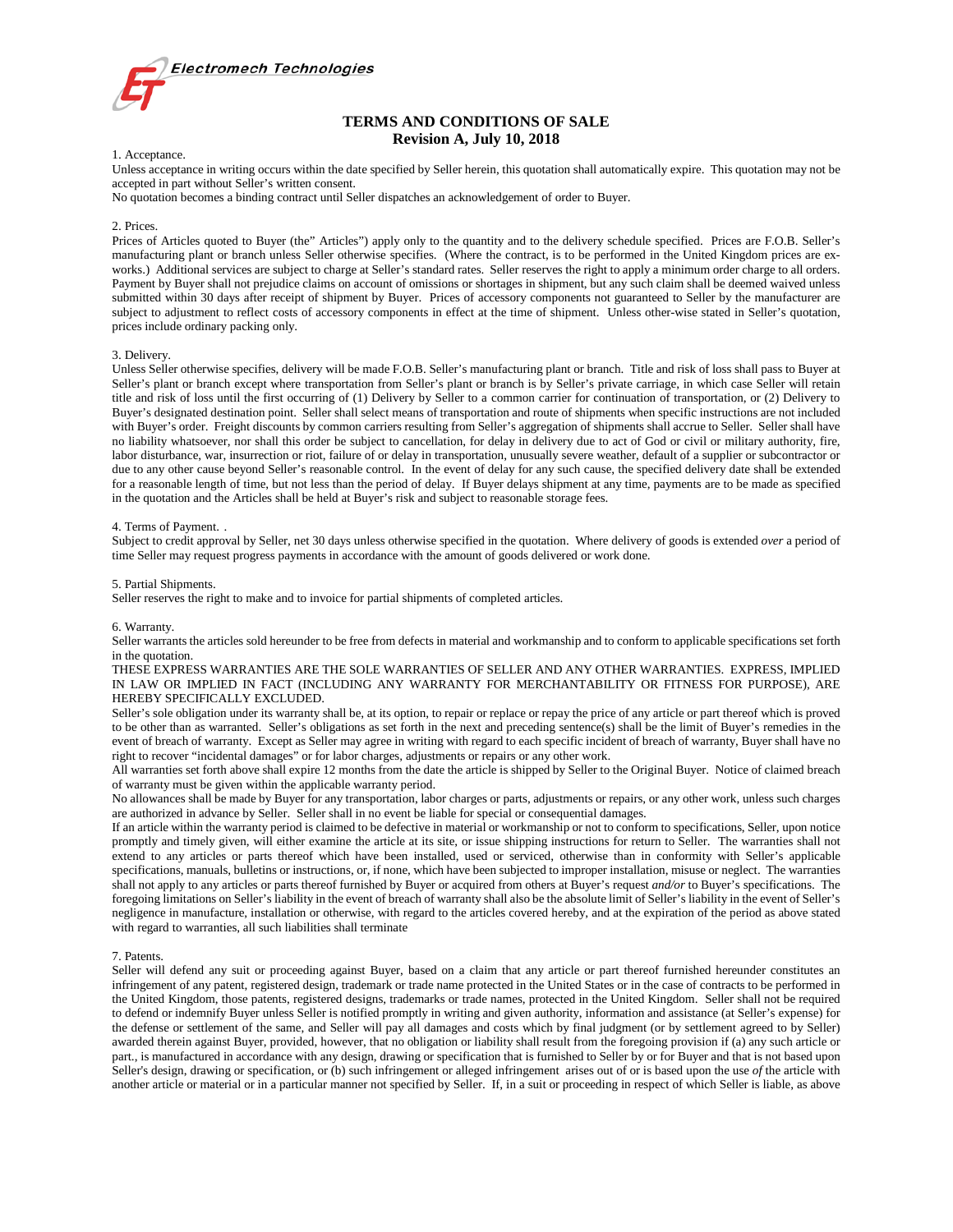Electromech Technologies

# TERMS AND CONDITIONS OF SALE
## Revision A, July 10, 2018

1. Acceptance.

Unless acceptance in writing occurs within the date specified by Seller herein, this quotation shall automatically expire. This quotation may not be accepted in part without Seller's written consent.

No quotation becomes a binding contract until Seller dispatches an acknowledgement of order to Buyer.

2. Prices.

Prices of Articles quoted to Buyer (the" Articles") apply only to the quantity and to the delivery schedule specified. Prices are F.O.B. Seller's manufacturing plant or branch unless Seller otherwise specifies. (Where the contract, is to be performed in the United Kingdom prices are ex-works.) Additional services are subject to charge at Seller's standard rates. Seller reserves the right to apply a minimum order charge to all orders. Payment by Buyer shall not prejudice claims on account of omissions or shortages in shipment, but any such claim shall be deemed waived unless submitted within 30 days after receipt of shipment by Buyer. Prices of accessory components not guaranteed to Seller by the manufacturer are subject to adjustment to reflect costs of accessory components in effect at the time of shipment. Unless other-wise stated in Seller's quotation, prices include ordinary packing only.

3. Delivery.

Unless Seller otherwise specifies, delivery will be made F.O.B. Seller's manufacturing plant or branch. Title and risk of loss shall pass to Buyer at Seller's plant or branch except where transportation from Seller's plant or branch is by Seller's private carriage, in which case Seller will retain title and risk of loss until the first occurring of (1) Delivery by Seller to a common carrier for continuation of transportation, or (2) Delivery to Buyer's designated destination point. Seller shall select means of transportation and route of shipments when specific instructions are not included with Buyer's order. Freight discounts by common carriers resulting from Seller's aggregation of shipments shall accrue to Seller. Seller shall have no liability whatsoever, nor shall this order be subject to cancellation, for delay in delivery due to act of God or civil or military authority, fire, labor disturbance, war, insurrection or riot, failure of or delay in transportation, unusually severe weather, default of a supplier or subcontractor or due to any other cause beyond Seller's reasonable control. In the event of delay for any such cause, the specified delivery date shall be extended for a reasonable length of time, but not less than the period of delay. If Buyer delays shipment at any time, payments are to be made as specified in the quotation and the Articles shall be held at Buyer's risk and subject to reasonable storage fees.

4. Terms of Payment. .

Subject to credit approval by Seller, net 30 days unless otherwise specified in the quotation. Where delivery of goods is extended *over* a period of time Seller may request progress payments in accordance with the amount of goods delivered or work done.

5. Partial Shipments.

Seller reserves the right to make and to invoice for partial shipments of completed articles.

6. Warranty.

Seller warrants the articles sold hereunder to be free from defects in material and workmanship and to conform to applicable specifications set forth in the quotation.

THESE EXPRESS WARRANTIES ARE THE SOLE WARRANTIES OF SELLER AND ANY OTHER WARRANTIES. EXPRESS, IMPLIED IN LAW OR IMPLIED IN FACT (INCLUDING ANY WARRANTY FOR MERCHANTABILITY OR FITNESS FOR PURPOSE), ARE HEREBY SPECIFICALLY EXCLUDED.

Seller's sole obligation under its warranty shall be, at its option, to repair or replace or repay the price of any article or part thereof which is proved to be other than as warranted. Seller's obligations as set forth in the next and preceding sentence(s) shall be the limit of Buyer's remedies in the event of breach of warranty. Except as Seller may agree in writing with regard to each specific incident of breach of warranty, Buyer shall have no right to recover "incidental damages" or for labor charges, adjustments or repairs or any other work.

All warranties set forth above shall expire 12 months from the date the article is shipped by Seller to the Original Buyer. Notice of claimed breach of warranty must be given within the applicable warranty period.

No allowances shall be made by Buyer for any transportation, labor charges or parts, adjustments or repairs, or any other work, unless such charges are authorized in advance by Seller. Seller shall in no event be liable for special or consequential damages.

If an article within the warranty period is claimed to be defective in material or workmanship or not to conform to specifications, Seller, upon notice promptly and timely given, will either examine the article at its site, or issue shipping instructions for return to Seller. The warranties shall not extend to any articles or parts thereof which have been installed, used or serviced, otherwise than in conformity with Seller's applicable specifications, manuals, bulletins or instructions, or, if none, which have been subjected to improper installation, misuse or neglect. The warranties shall not apply to any articles or parts thereof furnished by Buyer or acquired from others at Buyer's request *and/or* to Buyer's specifications. The foregoing limitations on Seller's liability in the event of breach of warranty shall also be the absolute limit of Seller's liability in the event of Seller's negligence in manufacture, installation or otherwise, with regard to the articles covered hereby, and at the expiration of the period as above stated with regard to warranties, all such liabilities shall terminate

7. Patents.

Seller will defend any suit or proceeding against Buyer, based on a claim that any article or part thereof furnished hereunder constitutes an infringement of any patent, registered design, trademark or trade name protected in the United States or in the case of contracts to be performed in the United Kingdom, those patents, registered designs, trademarks or trade names, protected in the United Kingdom. Seller shall not be required to defend or indemnify Buyer unless Seller is notified promptly in writing and given authority, information and assistance (at Seller's expense) for the defense or settlement of the same, and Seller will pay all damages and costs which by final judgment (or by settlement agreed to by Seller) awarded therein against Buyer, provided, however, that no obligation or liability shall result from the foregoing provision if (a) any such article or part., is manufactured in accordance with any design, drawing or specification that is furnished to Seller by or for Buyer and that is not based upon Seller's design, drawing or specification, or (b) such infringement or alleged infringement arises out of or is based upon the use *of* the article with another article or material or in a particular manner not specified by Seller. If, in a suit or proceeding in respect of which Seller is liable, as above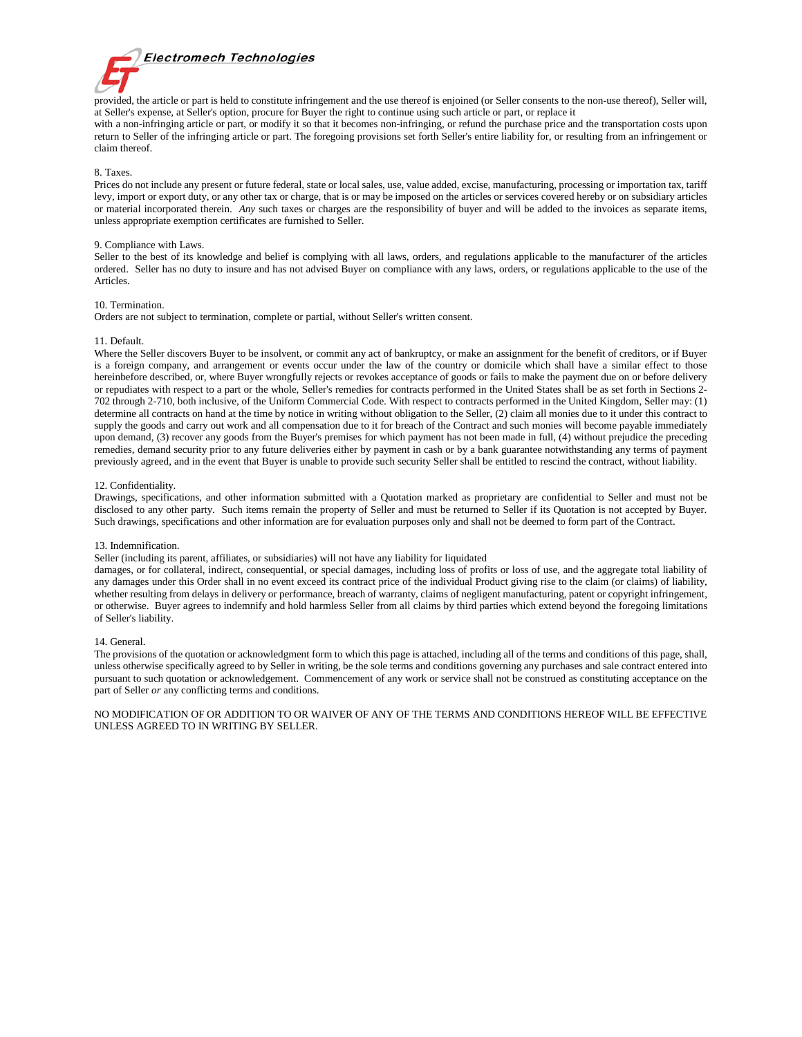provided, the article or part is held to constitute infringement and the use thereof is enjoined (or Seller consents to the non-use thereof), Seller will, at Seller's expense, at Seller's option, procure for Buyer the right to continue using such article or part, or replace it
with a non-infringing article or part, or modify it so that it becomes non-infringing, or refund the purchase price and the transportation costs upon return to Seller of the infringing article or part. The foregoing provisions set forth Seller's entire liability for, or resulting from an infringement or claim thereof.

8. Taxes.
Prices do not include any present or future federal, state or local sales, use, value added, excise, manufacturing, processing or importation tax, tariff levy, import or export duty, or any other tax or charge, that is or may be imposed on the articles or services covered hereby or on subsidiary articles or material incorporated therein. *Any* such taxes or charges are the responsibility of buyer and will be added to the invoices as separate items, unless appropriate exemption certificates are furnished to Seller.

9. Compliance with Laws.
Seller to the best of its knowledge and belief is complying with all laws, orders, and regulations applicable to the manufacturer of the articles ordered. Seller has no duty to insure and has not advised Buyer on compliance with any laws, orders, or regulations applicable to the use of the Articles.

10. Termination.
Orders are not subject to termination, complete or partial, without Seller's written consent.

11. Default.
Where the Seller discovers Buyer to be insolvent, or commit any act of bankruptcy, or make an assignment for the benefit of creditors, or if Buyer is a foreign company, and arrangement or events occur under the law of the country or domicile which shall have a similar effect to those hereinbefore described, or, where Buyer wrongfully rejects or revokes acceptance of goods or fails to make the payment due on or before delivery or repudiates with respect to a part or the whole, Seller's remedies for contracts performed in the United States shall be as set forth in Sections 2-702 through 2-710, both inclusive, of the Uniform Commercial Code. With respect to contracts performed in the United Kingdom, Seller may: (1) determine all contracts on hand at the time by notice in writing without obligation to the Seller, (2) claim all monies due to it under this contract to supply the goods and carry out work and all compensation due to it for breach of the Contract and such monies will become payable immediately upon demand, (3) recover any goods from the Buyer's premises for which payment has not been made in full, (4) without prejudice the preceding remedies, demand security prior to any future deliveries either by payment in cash or by a bank guarantee notwithstanding any terms of payment previously agreed, and in the event that Buyer is unable to provide such security Seller shall be entitled to rescind the contract, without liability.

12. Confidentiality.
Drawings, specifications, and other information submitted with a Quotation marked as proprietary are confidential to Seller and must not be disclosed to any other party. Such items remain the property of Seller and must be returned to Seller if its Quotation is not accepted by Buyer. Such drawings, specifications and other information are for evaluation purposes only and shall not be deemed to form part of the Contract.

13. Indemnification.
Seller (including its parent, affiliates, or subsidiaries) will not have any liability for liquidated
damages, or for collateral, indirect, consequential, or special damages, including loss of profits or loss of use, and the aggregate total liability of any damages under this Order shall in no event exceed its contract price of the individual Product giving rise to the claim (or claims) of liability, whether resulting from delays in delivery or performance, breach of warranty, claims of negligent manufacturing, patent or copyright infringement, or otherwise. Buyer agrees to indemnify and hold harmless Seller from all claims by third parties which extend beyond the foregoing limitations of Seller's liability.

14. General.
The provisions of the quotation or acknowledgment form to which this page is attached, including all of the terms and conditions of this page, shall, unless otherwise specifically agreed to by Seller in writing, be the sole terms and conditions governing any purchases and sale contract entered into pursuant to such quotation or acknowledgement. Commencement of any work or service shall not be construed as constituting acceptance on the part of Seller *or* any conflicting terms and conditions.

NO MODIFICATION OF OR ADDITION TO OR WAIVER OF ANY OF THE TERMS AND CONDITIONS HEREOF WILL BE EFFECTIVE UNLESS AGREED TO IN WRITING BY SELLER.